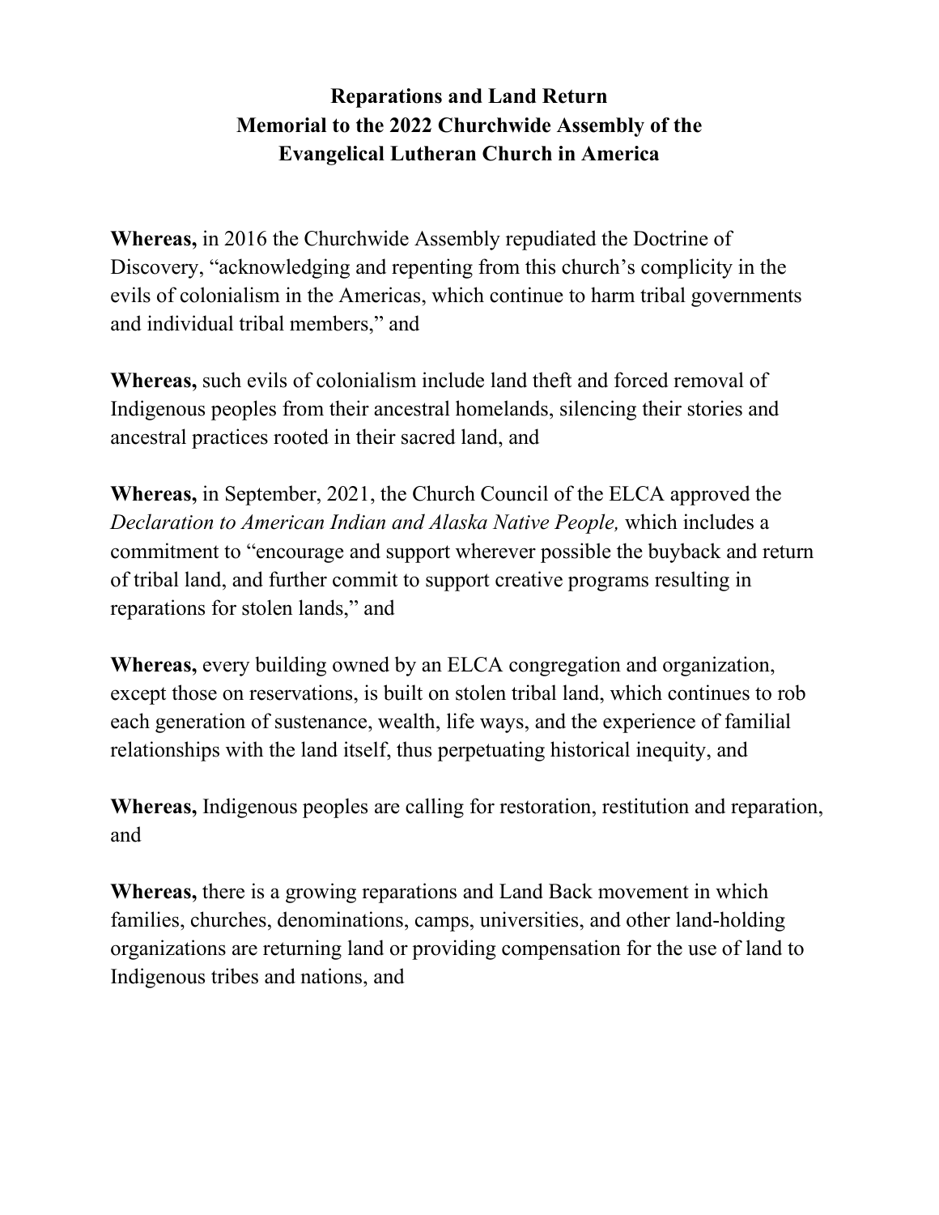# Reparations and Land Return
## Memorial to the 2022 Churchwide Assembly of the Evangelical Lutheran Church in America

**Whereas,** in 2016 the Churchwide Assembly repudiated the Doctrine of Discovery, "acknowledging and repenting from this church's complicity in the evils of colonialism in the Americas, which continue to harm tribal governments and individual tribal members," and

**Whereas,** such evils of colonialism include land theft and forced removal of Indigenous peoples from their ancestral homelands, silencing their stories and ancestral practices rooted in their sacred land, and

**Whereas,** in September, 2021, the Church Council of the ELCA approved the *Declaration to American Indian and Alaska Native People,* which includes a commitment to "encourage and support wherever possible the buyback and return of tribal land, and further commit to support creative programs resulting in reparations for stolen lands," and

**Whereas,** every building owned by an ELCA congregation and organization, except those on reservations, is built on stolen tribal land, which continues to rob each generation of sustenance, wealth, life ways, and the experience of familial relationships with the land itself, thus perpetuating historical inequity, and

**Whereas,** Indigenous peoples are calling for restoration, restitution and reparation, and

**Whereas,** there is a growing reparations and Land Back movement in which families, churches, denominations, camps, universities, and other land-holding organizations are returning land or providing compensation for the use of land to Indigenous tribes and nations, and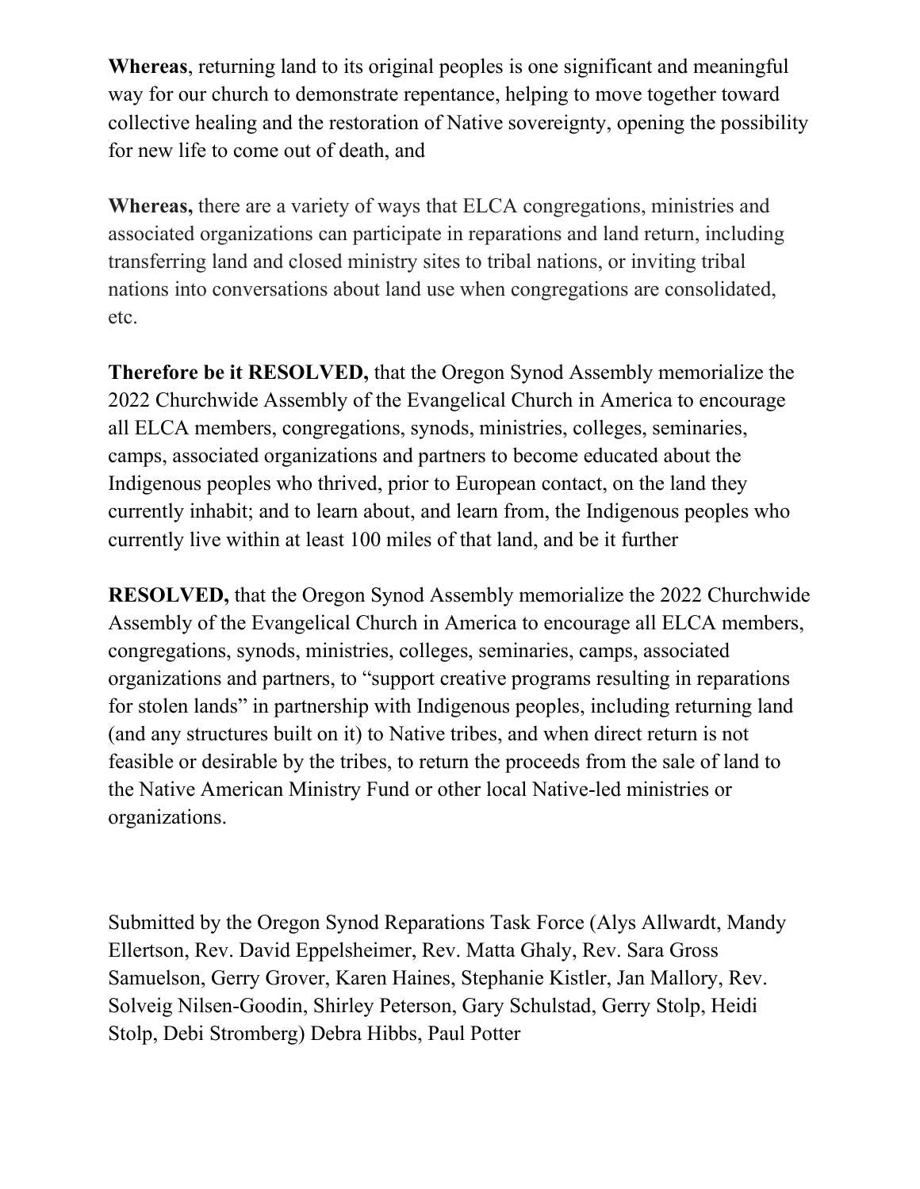**Whereas**, returning land to its original peoples is one significant and meaningful way for our church to demonstrate repentance, helping to move together toward collective healing and the restoration of Native sovereignty, opening the possibility for new life to come out of death, and

**Whereas,** there are a variety of ways that ELCA congregations, ministries and associated organizations can participate in reparations and land return, including transferring land and closed ministry sites to tribal nations, or inviting tribal nations into conversations about land use when congregations are consolidated, etc.

**Therefore be it RESOLVED,** that the Oregon Synod Assembly memorialize the 2022 Churchwide Assembly of the Evangelical Church in America to encourage all ELCA members, congregations, synods, ministries, colleges, seminaries, camps, associated organizations and partners to become educated about the Indigenous peoples who thrived, prior to European contact, on the land they currently inhabit; and to learn about, and learn from, the Indigenous peoples who currently live within at least 100 miles of that land, and be it further

**RESOLVED,** that the Oregon Synod Assembly memorialize the 2022 Churchwide Assembly of the Evangelical Church in America to encourage all ELCA members, congregations, synods, ministries, colleges, seminaries, camps, associated organizations and partners, to "support creative programs resulting in reparations for stolen lands" in partnership with Indigenous peoples, including returning land (and any structures built on it) to Native tribes, and when direct return is not feasible or desirable by the tribes, to return the proceeds from the sale of land to the Native American Ministry Fund or other local Native-led ministries or organizations.

Submitted by the Oregon Synod Reparations Task Force (Alys Allwardt, Mandy Ellertson, Rev. David Eppelsheimer, Rev. Matta Ghaly, Rev. Sara Gross Samuelson, Gerry Grover, Karen Haines, Stephanie Kistler, Jan Mallory, Rev. Solveig Nilsen-Goodin, Shirley Peterson, Gary Schulstad, Gerry Stolp, Heidi Stolp, Debi Stromberg) Debra Hibbs, Paul Potter